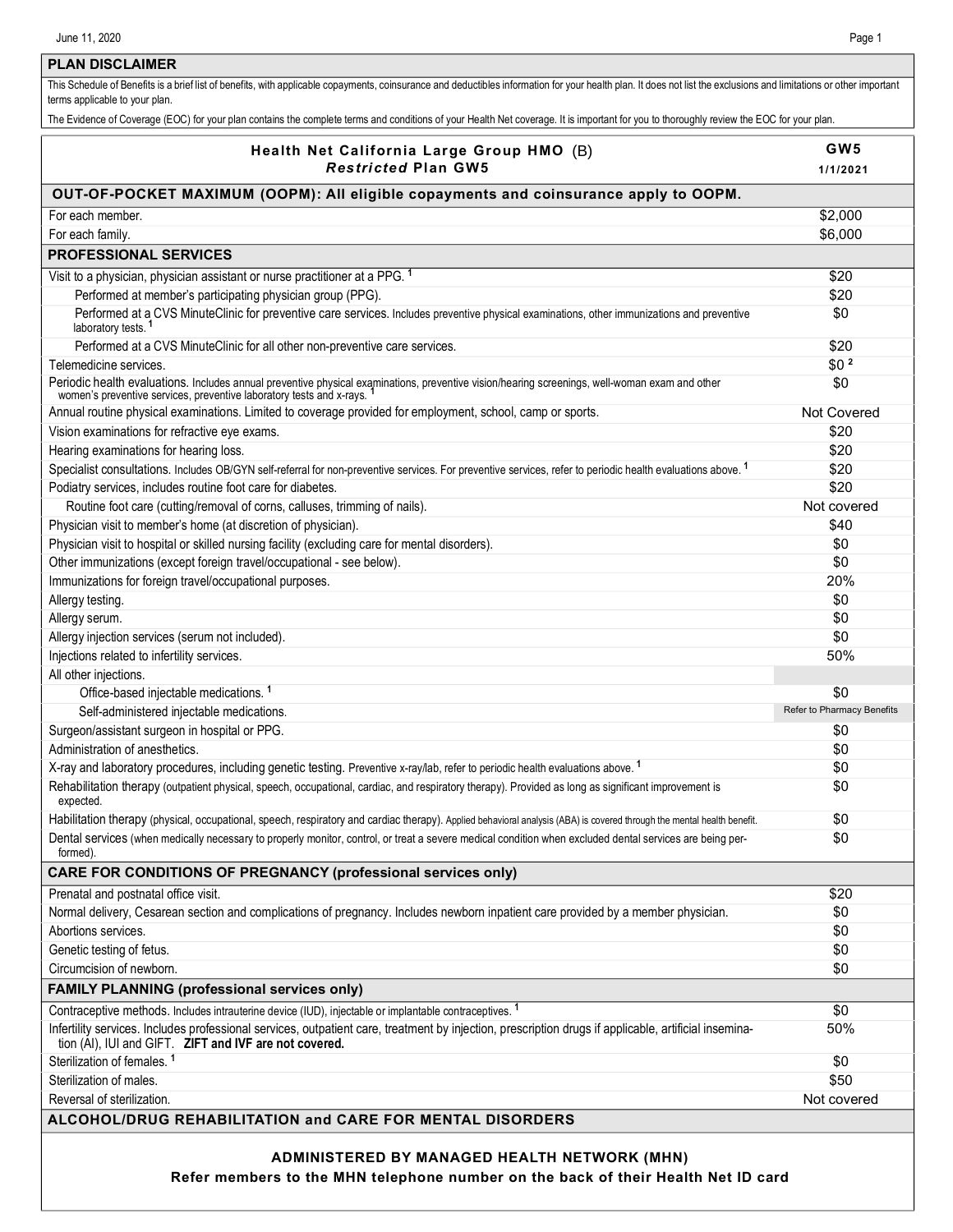## PLAN DISCLAIMER

This Schedule of Benefits is a brief list of benefits, with applicable copayments, coinsurance and deductibles information for your health plan. It does not list the exclusions and limitations or other important terms applicable to your plan.

The Evidence of Coverage (EOC) for your plan contains the complete terms and conditions of your Health Net coverage. It is important for you to thoroughly review the EOC for your plan.

| Health Net California Large Group HMO (B) *Restricted* Plan GW5 | GW5 1/1/2021 |
|---|---|
| **OUT-OF-POCKET MAXIMUM (OOPM): All eligible copayments and coinsurance apply to OOPM.** | |
| For each member. | $2,000 |
| For each family. | $6,000 |
| **PROFESSIONAL SERVICES** | |
| Visit to a physician, physician assistant or nurse practitioner at a PPG. [1] | $20 |
| Performed at member's participating physician group (PPG). | $20 |
| Performed at a CVS MinuteClinic for preventive care services. Includes preventive physical examinations, other immunizations and preventive laboratory tests. [1] | $0 |
| Performed at a CVS MinuteClinic for all other non-preventive care services. | $20 |
| Telemedicine services. | $0 [2] |
| Periodic health evaluations. Includes annual preventive physical examinations, preventive vision/hearing screenings, well-woman exam and other women's preventive services, preventive laboratory tests and x-rays. [1] | $0 |
| Annual routine physical examinations. Limited to coverage provided for employment, school, camp or sports. | Not Covered |
| Vision examinations for refractive eye exams. | $20 |
| Hearing examinations for hearing loss. | $20 |
| Specialist consultations. Includes OB/GYN self-referral for non-preventive services. For preventive services, refer to periodic health evaluations above. [1] | $20 |
| Podiatry services, includes routine foot care for diabetes. | $20 |
| Routine foot care (cutting/removal of corns, calluses, trimming of nails). | Not covered |
| Physician visit to member's home (at discretion of physician). | $40 |
| Physician visit to hospital or skilled nursing facility (excluding care for mental disorders). | $0 |
| Other immunizations (except foreign travel/occupational - see below). | $0 |
| Immunizations for foreign travel/occupational purposes. | 20% |
| Allergy testing. | $0 |
| Allergy serum. | $0 |
| Allergy injection services (serum not included). | $0 |
| Injections related to infertility services. | 50% |
| All other injections. | |
| Office-based injectable medications. [1] | $0 |
| Self-administered injectable medications. | Refer to Pharmacy Benefits |
| Surgeon/assistant surgeon in hospital or PPG. | $0 |
| Administration of anesthetics. | $0 |
| X-ray and laboratory procedures, including genetic testing. Preventive x-ray/lab, refer to periodic health evaluations above. [1] | $0 |
| Rehabilitation therapy (outpatient physical, speech, occupational, cardiac, and respiratory therapy). Provided as long as significant improvement is expected. | $0 |
| Habilitation therapy (physical, occupational, speech, respiratory and cardiac therapy). Applied behavioral analysis (ABA) is covered through the mental health benefit. | $0 |
| Dental services (when medically necessary to properly monitor, control, or treat a severe medical condition when excluded dental services are being performed). | $0 |
| **CARE FOR CONDITIONS OF PREGNANCY (professional services only)** | |
| Prenatal and postnatal office visit. | $20 |
| Normal delivery, Cesarean section and complications of pregnancy. Includes newborn inpatient care provided by a member physician. | $0 |
| Abortions services. | $0 |
| Genetic testing of fetus. | $0 |
| Circumcision of newborn. | $0 |
| **FAMILY PLANNING (professional services only)** | |
| Contraceptive methods. Includes intrauterine device (IUD), injectable or implantable contraceptives. [1] | $0 |
| Infertility services. Includes professional services, outpatient care, treatment by injection, prescription drugs if applicable, artificial insemination (AI), IUI and GIFT. **ZIFT and IVF are not covered.** | 50% |
| Sterilization of females. [1] | $0 |
| Sterilization of males. | $50 |
| Reversal of sterilization. | Not covered |
| **ALCOHOL/DRUG REHABILITATION and CARE FOR MENTAL DISORDERS** | |

**ADMINISTERED BY MANAGED HEALTH NETWORK (MHN)**

**Refer members to the MHN telephone number on the back of their Health Net ID card**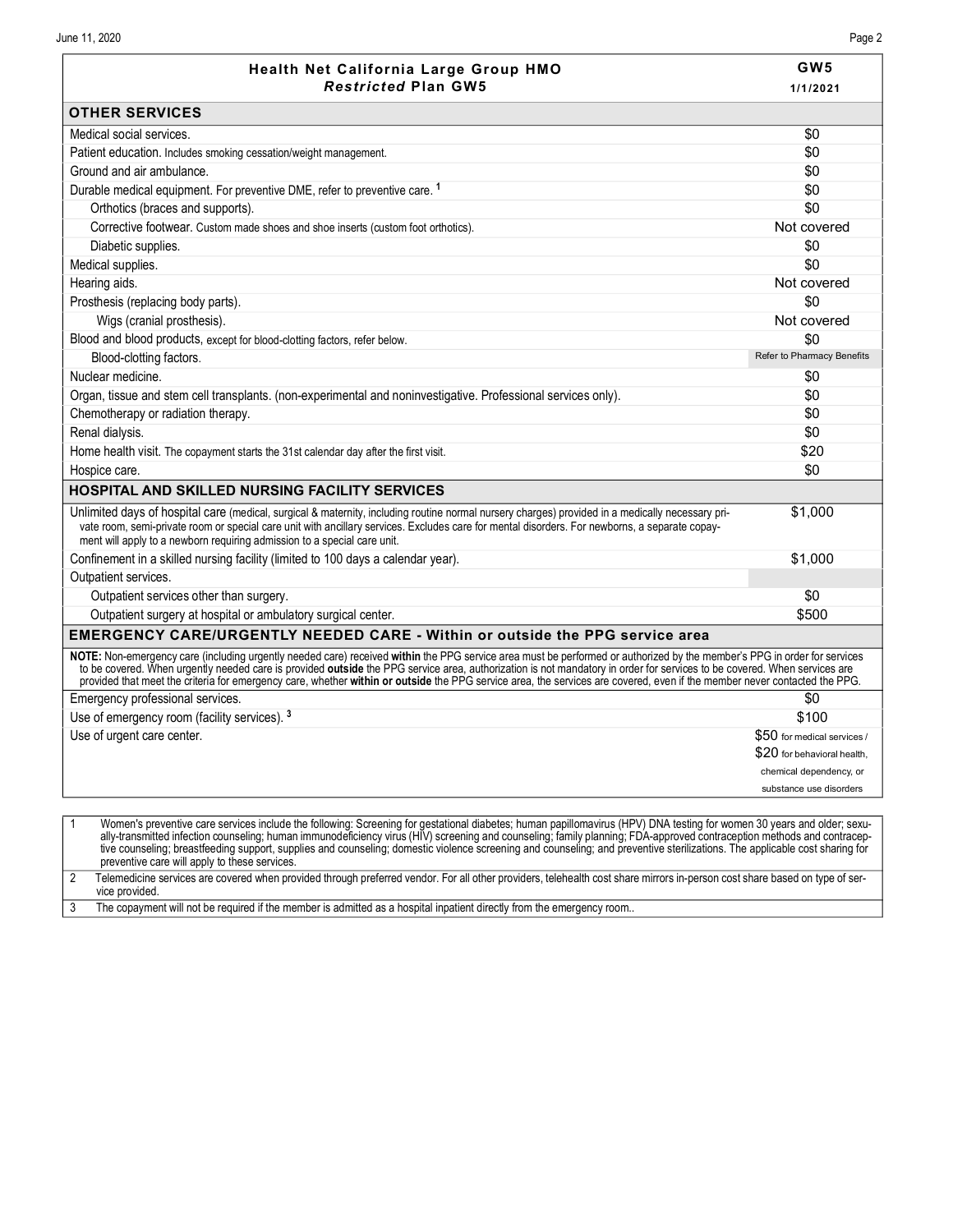| Health Net California Large Group HMO *Restricted* Plan GW5 | GW5 1/1/2021 |
|---|---|
| **OTHER SERVICES** | |
| Medical social services. | $0 |
| Patient education. Includes smoking cessation/weight management. | $0 |
| Ground and air ambulance. | $0 |
| Durable medical equipment. For preventive DME, refer to preventive care. [1] | $0 |
| Orthotics (braces and supports). | $0 |
| Corrective footwear. Custom made shoes and shoe inserts (custom foot orthotics). | Not covered |
| Diabetic supplies. | $0 |
| Medical supplies. | $0 |
| Hearing aids. | Not covered |
| Prosthesis (replacing body parts). | $0 |
| Wigs (cranial prosthesis). | Not covered |
| Blood and blood products, except for blood-clotting factors, refer below. | $0 |
| Blood-clotting factors. | Refer to Pharmacy Benefits |
| Nuclear medicine. | $0 |
| Organ, tissue and stem cell transplants. (non-experimental and noninvestigative. Professional services only). | $0 |
| Chemotherapy or radiation therapy. | $0 |
| Renal dialysis. | $0 |
| Home health visit. The copayment starts the 31st calendar day after the first visit. | $20 |
| Hospice care. | $0 |
| **HOSPITAL AND SKILLED NURSING FACILITY SERVICES** | |
| Unlimited days of hospital care (medical, surgical & maternity, including routine normal nursery charges) provided in a medically necessary private room, semi-private room or special care unit with ancillary services. Excludes care for mental disorders. For newborns, a separate copayment will apply to a newborn requiring admission to a special care unit. | $1,000 |
| Confinement in a skilled nursing facility (limited to 100 days a calendar year). | $1,000 |
| Outpatient services. | |
| Outpatient services other than surgery. | $0 |
| Outpatient surgery at hospital or ambulatory surgical center. | $500 |
| **EMERGENCY CARE/URGENTLY NEEDED CARE - Within or outside the PPG service area** | |
| **NOTE:** Non-emergency care (including urgently needed care) received **within** the PPG service area must be performed or authorized by the member's PPG in order for services to be covered. When urgently needed care is provided **outside** the PPG service area, authorization is not mandatory in order for services to be covered. When services are provided that meet the criteria for emergency care, whether **within or outside** the PPG service area, the services are covered, even if the member never contacted the PPG. | |
| Emergency professional services. | $0 |
| Use of emergency room (facility services). [3] | $100 |
| Use of urgent care center. | $50 for medical services / $20 for behavioral health, chemical dependency, or substance use disorders |

| | |
|---|---|
| 1 | Women's preventive care services include the following: Screening for gestational diabetes; human papillomavirus (HPV) DNA testing for women 30 years and older; sexually-transmitted infection counseling; human immunodeficiency virus (HIV) screening and counseling; family planning; FDA-approved contraception methods and contraceptive counseling; breastfeeding support, supplies and counseling; domestic violence screening and counseling; and preventive sterilizations. The applicable cost sharing for preventive care will apply to these services. |
| 2 | Telemedicine services are covered when provided through preferred vendor. For all other providers, telehealth cost share mirrors in-person cost share based on type of service provided. |
| 3 | The copayment will not be required if the member is admitted as a hospital inpatient directly from the emergency room.. |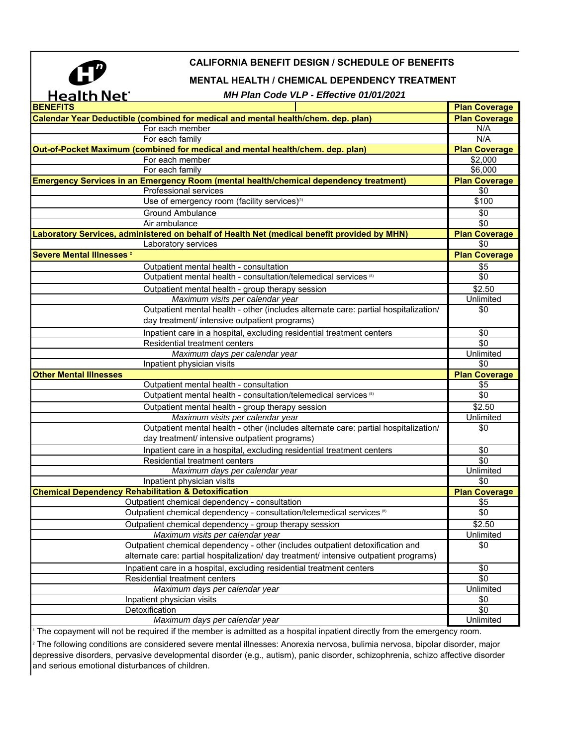**Health Net**

## CALIFORNIA BENEFIT DESIGN / SCHEDULE OF BENEFITS

### MENTAL HEALTH / CHEMICAL DEPENDENCY TREATMENT

***MH Plan Code VLP - Effective 01/01/2021***

| BENEFITS | Plan Coverage |
|---|---|
| **Calendar Year Deductible (combined for medical and mental health/chem. dep. plan)** | **Plan Coverage** |
| For each member | N/A |
| For each family | N/A |
| **Out-of-Pocket Maximum (combined for medical and mental health/chem. dep. plan)** | **Plan Coverage** |
| For each member | $2,000 |
| For each family | $6,000 |
| **Emergency Services in an Emergency Room (mental health/chemical dependency treatment)** | **Plan Coverage** |
| Professional services | $0 |
| Use of emergency room (facility services)[1] | $100 |
| Ground Ambulance | $0 |
| Air ambulance | $0 |
| **Laboratory Services, administered on behalf of Health Net (medical benefit provided by MHN)** | **Plan Coverage** |
| Laboratory services | $0 |
| **Severe Mental Illnesses [2]** | **Plan Coverage** |
| Outpatient mental health - consultation | $5 |
| Outpatient mental health - consultation/telemedical services [8] | $0 |
| Outpatient mental health - group therapy session | $2.50 |
| *Maximum visits per calendar year* | Unlimited |
| Outpatient mental health - other (includes alternate care: partial hospitalization/ day treatment/ intensive outpatient programs) | $0 |
| Inpatient care in a hospital, excluding residential treatment centers | $0 |
| Residential treatment centers | $0 |
| *Maximum days per calendar year* | Unlimited |
| Inpatient physician visits | $0 |
| **Other Mental Illnesses** | **Plan Coverage** |
| Outpatient mental health - consultation | $5 |
| Outpatient mental health - consultation/telemedical services [8] | $0 |
| Outpatient mental health - group therapy session | $2.50 |
| *Maximum visits per calendar year* | Unlimited |
| Outpatient mental health - other (includes alternate care: partial hospitalization/ day treatment/ intensive outpatient programs) | $0 |
| Inpatient care in a hospital, excluding residential treatment centers | $0 |
| Residential treatment centers | $0 |
| *Maximum days per calendar year* | Unlimited |
| Inpatient physician visits | $0 |
| **Chemical Dependency Rehabilitation & Detoxification** | **Plan Coverage** |
| Outpatient chemical dependency - consultation | $5 |
| Outpatient chemical dependency - consultation/telemedical services [8] | $0 |
| Outpatient chemical dependency - group therapy session | $2.50 |
| *Maximum visits per calendar year* | Unlimited |
| Outpatient chemical dependency - other (includes outpatient detoxification and alternate care: partial hospitalization/ day treatment/ intensive outpatient programs) | $0 |
| Inpatient care in a hospital, excluding residential treatment centers | $0 |
| Residential treatment centers | $0 |
| *Maximum days per calendar year* | Unlimited |
| Inpatient physician visits | $0 |
| Detoxification | $0 |
| *Maximum days per calendar year* | Unlimited |

[1] The copayment will not be required if the member is admitted as a hospital inpatient directly from the emergency room.

[2] The following conditions are considered severe mental illnesses: Anorexia nervosa, bulimia nervosa, bipolar disorder, major depressive disorders, pervasive developmental disorder (e.g., autism), panic disorder, schizophrenia, schizo affective disorder and serious emotional disturbances of children.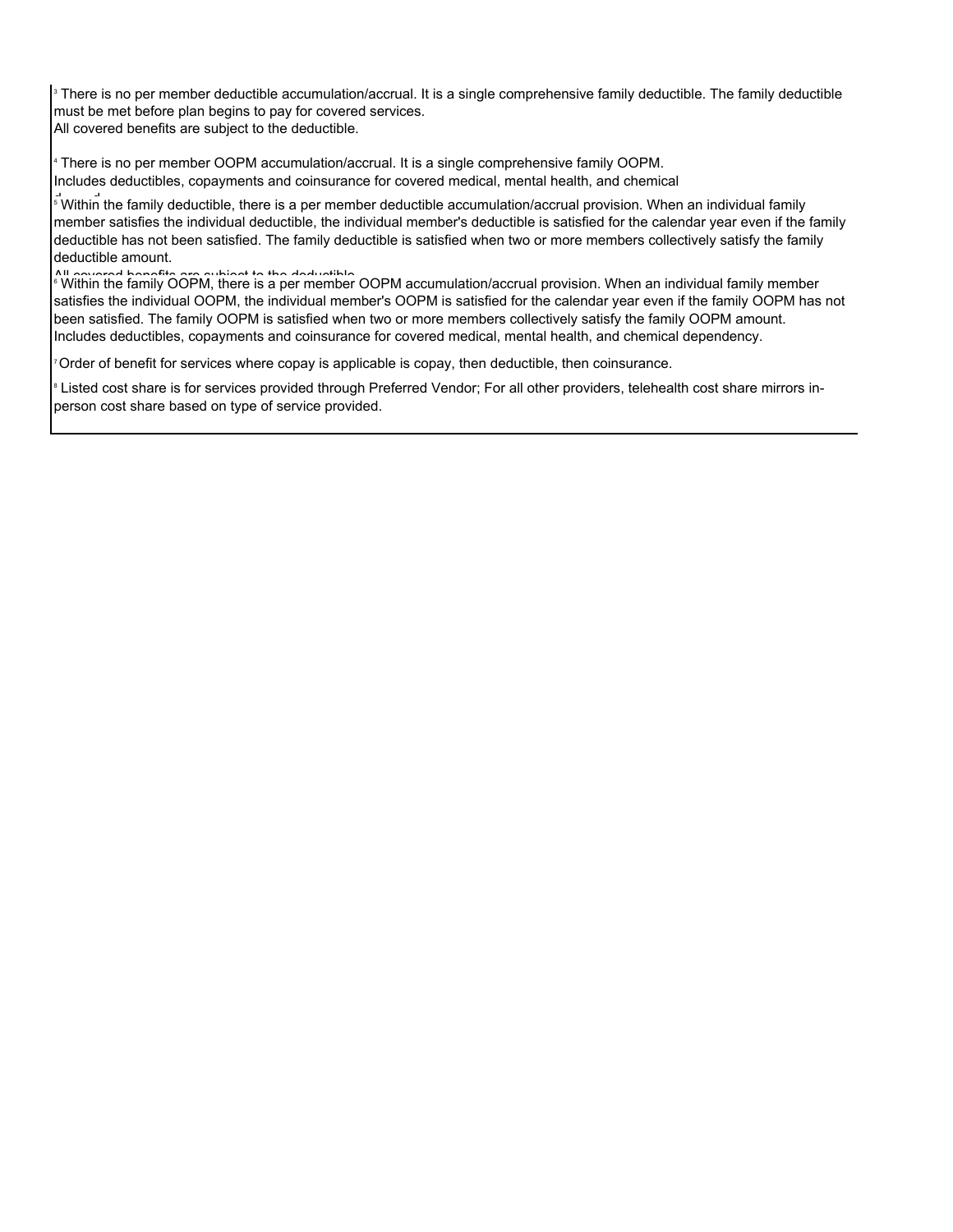[3] There is no per member deductible accumulation/accrual. It is a single comprehensive family deductible. The family deductible must be met before plan begins to pay for covered services.
All covered benefits are subject to the deductible.

[4] There is no per member OOPM accumulation/accrual. It is a single comprehensive family OOPM.
Includes deductibles, copayments and coinsurance for covered medical, mental health, and chemical

[5] Within the family deductible, there is a per member deductible accumulation/accrual provision. When an individual family member satisfies the individual deductible, the individual member's deductible is satisfied for the calendar year even if the family deductible has not been satisfied. The family deductible is satisfied when two or more members collectively satisfy the family deductible amount.
All covered benefits are subject to the deductible.

[6] Within the family OOPM, there is a per member OOPM accumulation/accrual provision. When an individual family member satisfies the individual OOPM, the individual member's OOPM is satisfied for the calendar year even if the family OOPM has not been satisfied. The family OOPM is satisfied when two or more members collectively satisfy the family OOPM amount.
Includes deductibles, copayments and coinsurance for covered medical, mental health, and chemical dependency.

[7] Order of benefit for services where copay is applicable is copay, then deductible, then coinsurance.

[8] Listed cost share is for services provided through Preferred Vendor; For all other providers, telehealth cost share mirrors in-person cost share based on type of service provided.